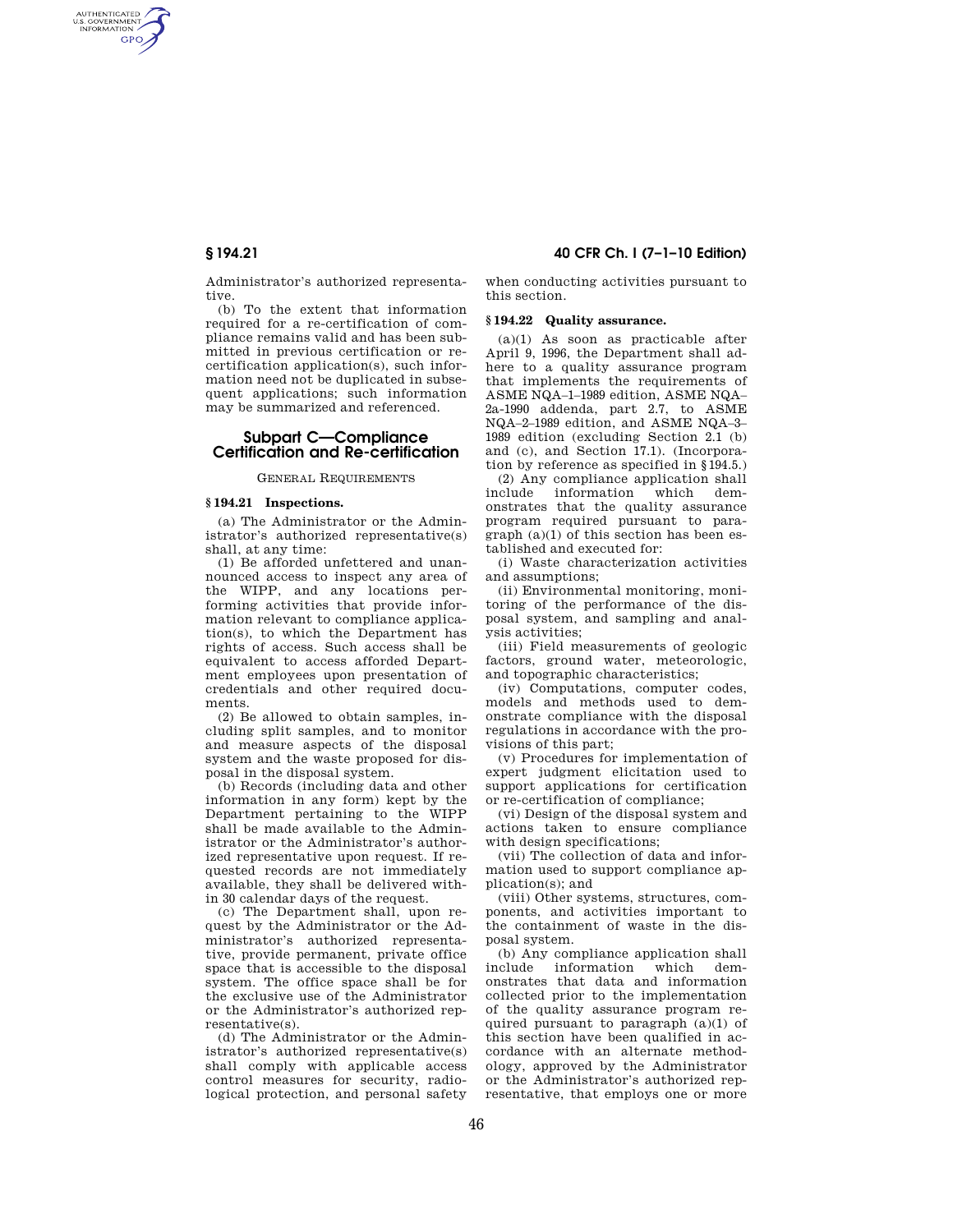Administrator's authorized representative.

(b) To the extent that information required for a re-certification of compliance remains valid and has been submitted in previous certification or re-certification application(s), such information need not be duplicated in subsequent applications; such information may be summarized and referenced.

## Subpart C—Compliance Certification and Re-certification

GENERAL REQUIREMENTS

### § 194.21 Inspections.

(a) The Administrator or the Administrator's authorized representative(s) shall, at any time:

(1) Be afforded unfettered and unannounced access to inspect any area of the WIPP, and any locations performing activities that provide information relevant to compliance application(s), to which the Department has rights of access. Such access shall be equivalent to access afforded Department employees upon presentation of credentials and other required documents.

(2) Be allowed to obtain samples, including split samples, and to monitor and measure aspects of the disposal system and the waste proposed for disposal in the disposal system.

(b) Records (including data and other information in any form) kept by the Department pertaining to the WIPP shall be made available to the Administrator or the Administrator's authorized representative upon request. If requested records are not immediately available, they shall be delivered within 30 calendar days of the request.

(c) The Department shall, upon request by the Administrator or the Administrator's authorized representative, provide permanent, private office space that is accessible to the disposal system. The office space shall be for the exclusive use of the Administrator or the Administrator's authorized representative(s).

(d) The Administrator or the Administrator's authorized representative(s) shall comply with applicable access control measures for security, radiological protection, and personal safety when conducting activities pursuant to this section.

### § 194.22 Quality assurance.

(a)(1) As soon as practicable after April 9, 1996, the Department shall adhere to a quality assurance program that implements the requirements of ASME NQA–1–1989 edition, ASME NQA–2a-1990 addenda, part 2.7, to ASME NQA–2–1989 edition, and ASME NQA–3–1989 edition (excluding Section 2.1 (b) and (c), and Section 17.1). (Incorporation by reference as specified in § 194.5.)

(2) Any compliance application shall include information which demonstrates that the quality assurance program required pursuant to paragraph (a)(1) of this section has been established and executed for:

(i) Waste characterization activities and assumptions;

(ii) Environmental monitoring, monitoring of the performance of the disposal system, and sampling and analysis activities;

(iii) Field measurements of geologic factors, ground water, meteorologic, and topographic characteristics;

(iv) Computations, computer codes, models and methods used to demonstrate compliance with the disposal regulations in accordance with the provisions of this part;

(v) Procedures for implementation of expert judgment elicitation used to support applications for certification or re-certification of compliance;

(vi) Design of the disposal system and actions taken to ensure compliance with design specifications;

(vii) The collection of data and information used to support compliance application(s); and

(viii) Other systems, structures, components, and activities important to the containment of waste in the disposal system.

(b) Any compliance application shall include information which demonstrates that data and information collected prior to the implementation of the quality assurance program required pursuant to paragraph (a)(1) of this section have been qualified in accordance with an alternate methodology, approved by the Administrator or the Administrator's authorized representative, that employs one or more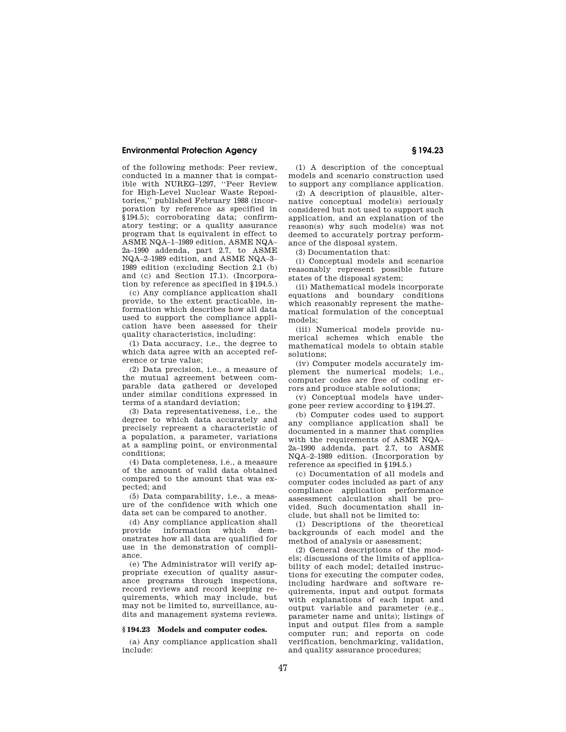of the following methods: Peer review, conducted in a manner that is compatible with NUREG–1297, ''Peer Review for High-Level Nuclear Waste Repositories,'' published February 1988 (incorporation by reference as specified in §194.5); corroborating data; confirmatory testing; or a quality assurance program that is equivalent in effect to ASME NQA–1–1989 edition, ASME NQA–2a–1990 addenda, part 2.7, to ASME NQA–2–1989 edition, and ASME NQA–3–1989 edition (excluding Section 2.1 (b) and (c) and Section 17.1). (Incorporation by reference as specified in §194.5.)

(c) Any compliance application shall provide, to the extent practicable, information which describes how all data used to support the compliance application have been assessed for their quality characteristics, including:

(1) Data accuracy, i.e., the degree to which data agree with an accepted reference or true value;

(2) Data precision, i.e., a measure of the mutual agreement between comparable data gathered or developed under similar conditions expressed in terms of a standard deviation;

(3) Data representativeness, i.e., the degree to which data accurately and precisely represent a characteristic of a population, a parameter, variations at a sampling point, or environmental conditions;

(4) Data completeness, i.e., a measure of the amount of valid data obtained compared to the amount that was expected; and

(5) Data comparability, i.e., a measure of the confidence with which one data set can be compared to another.

(d) Any compliance application shall provide information which demonstrates how all data are qualified for use in the demonstration of compliance.

(e) The Administrator will verify appropriate execution of quality assurance programs through inspections, record reviews and record keeping requirements, which may include, but may not be limited to, surveillance, audits and management systems reviews.

## §194.23 Models and computer codes.

(a) Any compliance application shall include:

(1) A description of the conceptual models and scenario construction used to support any compliance application.

(2) A description of plausible, alternative conceptual model(s) seriously considered but not used to support such application, and an explanation of the reason(s) why such model(s) was not deemed to accurately portray performance of the disposal system.

(3) Documentation that:

(i) Conceptual models and scenarios reasonably represent possible future states of the disposal system;

(ii) Mathematical models incorporate equations and boundary conditions which reasonably represent the mathematical formulation of the conceptual models;

(iii) Numerical models provide numerical schemes which enable the mathematical models to obtain stable solutions;

(iv) Computer models accurately implement the numerical models; i.e., computer codes are free of coding errors and produce stable solutions;

(v) Conceptual models have undergone peer review according to §194.27.

(b) Computer codes used to support any compliance application shall be documented in a manner that complies with the requirements of ASME NQA–2a–1990 addenda, part 2.7, to ASME NQA–2–1989 edition. (Incorporation by reference as specified in §194.5.)

(c) Documentation of all models and computer codes included as part of any compliance application performance assessment calculation shall be provided. Such documentation shall include, but shall not be limited to:

(1) Descriptions of the theoretical backgrounds of each model and the method of analysis or assessment;

(2) General descriptions of the models; discussions of the limits of applicability of each model; detailed instructions for executing the computer codes, including hardware and software requirements, input and output formats with explanations of each input and output variable and parameter (e.g., parameter name and units); listings of input and output files from a sample computer run; and reports on code verification, benchmarking, validation, and quality assurance procedures;